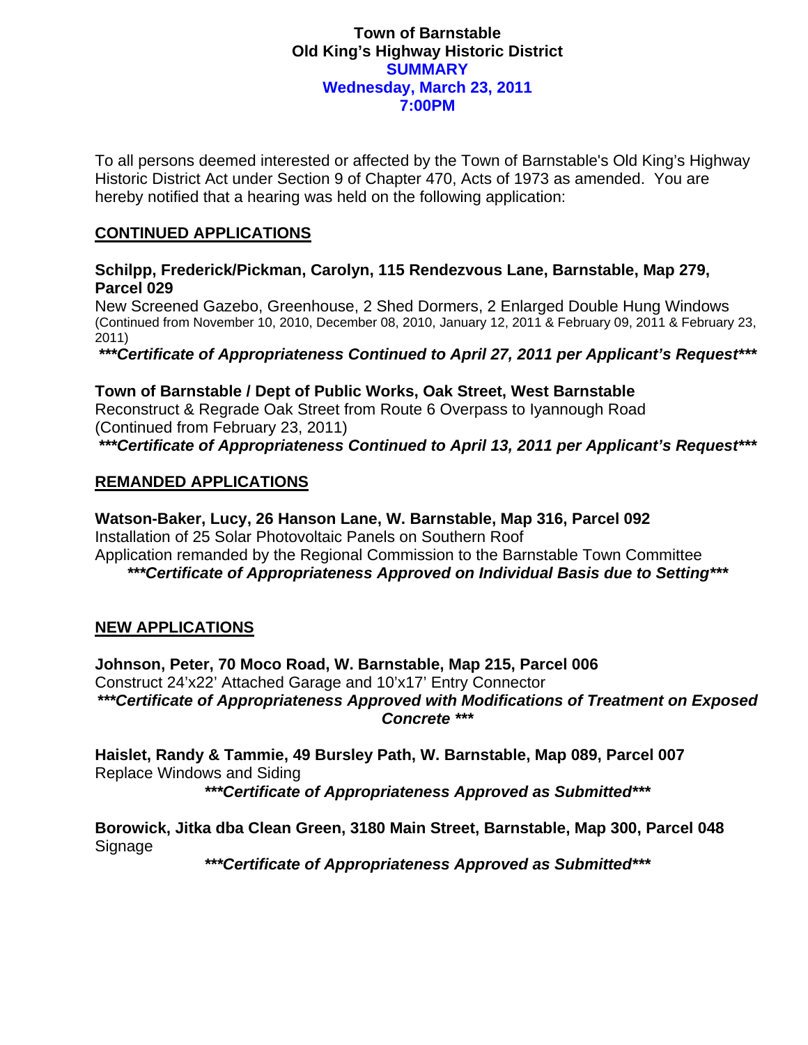# Town of Barnstable
## Old King's Highway Historic District
### SUMMARY
### Wednesday, March 23, 2011
### 7:00PM

To all persons deemed interested or affected by the Town of Barnstable's Old King's Highway Historic District Act under Section 9 of Chapter 470, Acts of 1973 as amended. You are hereby notified that a hearing was held on the following application:

## CONTINUED APPLICATIONS

**Schilpp, Frederick/Pickman, Carolyn, 115 Rendezvous Lane, Barnstable, Map 279, Parcel 029**
New Screened Gazebo, Greenhouse, 2 Shed Dormers, 2 Enlarged Double Hung Windows
(Continued from November 10, 2010, December 08, 2010, January 12, 2011 & February 09, 2011 & February 23, 2011)
***\*\*\*Certificate of Appropriateness Continued to April 27, 2011 per Applicant's Request\*\*\****

**Town of Barnstable / Dept of Public Works, Oak Street, West Barnstable**
Reconstruct & Regrade Oak Street from Route 6 Overpass to Iyannough Road
(Continued from February 23, 2011)
***\*\*\*Certificate of Appropriateness Continued to April 13, 2011 per Applicant's Request\*\*\****

## REMANDED APPLICATIONS

**Watson-Baker, Lucy, 26 Hanson Lane, W. Barnstable, Map 316, Parcel 092**
Installation of 25 Solar Photovoltaic Panels on Southern Roof
Application remanded by the Regional Commission to the Barnstable Town Committee
***\*\*\*Certificate of Appropriateness Approved on Individual Basis due to Setting\*\*\****

## NEW APPLICATIONS

**Johnson, Peter, 70 Moco Road, W. Barnstable, Map 215, Parcel 006**
Construct 24'x22' Attached Garage and 10'x17' Entry Connector
***\*\*\*Certificate of Appropriateness Approved with Modifications of Treatment on Exposed Concrete \*\*\****

**Haislet, Randy & Tammie, 49 Bursley Path, W. Barnstable, Map 089, Parcel 007**
Replace Windows and Siding
***\*\*\*Certificate of Appropriateness Approved as Submitted\*\*\****

**Borowick, Jitka dba Clean Green, 3180 Main Street, Barnstable, Map 300, Parcel 048**
Signage
***\*\*\*Certificate of Appropriateness Approved as Submitted\*\*\****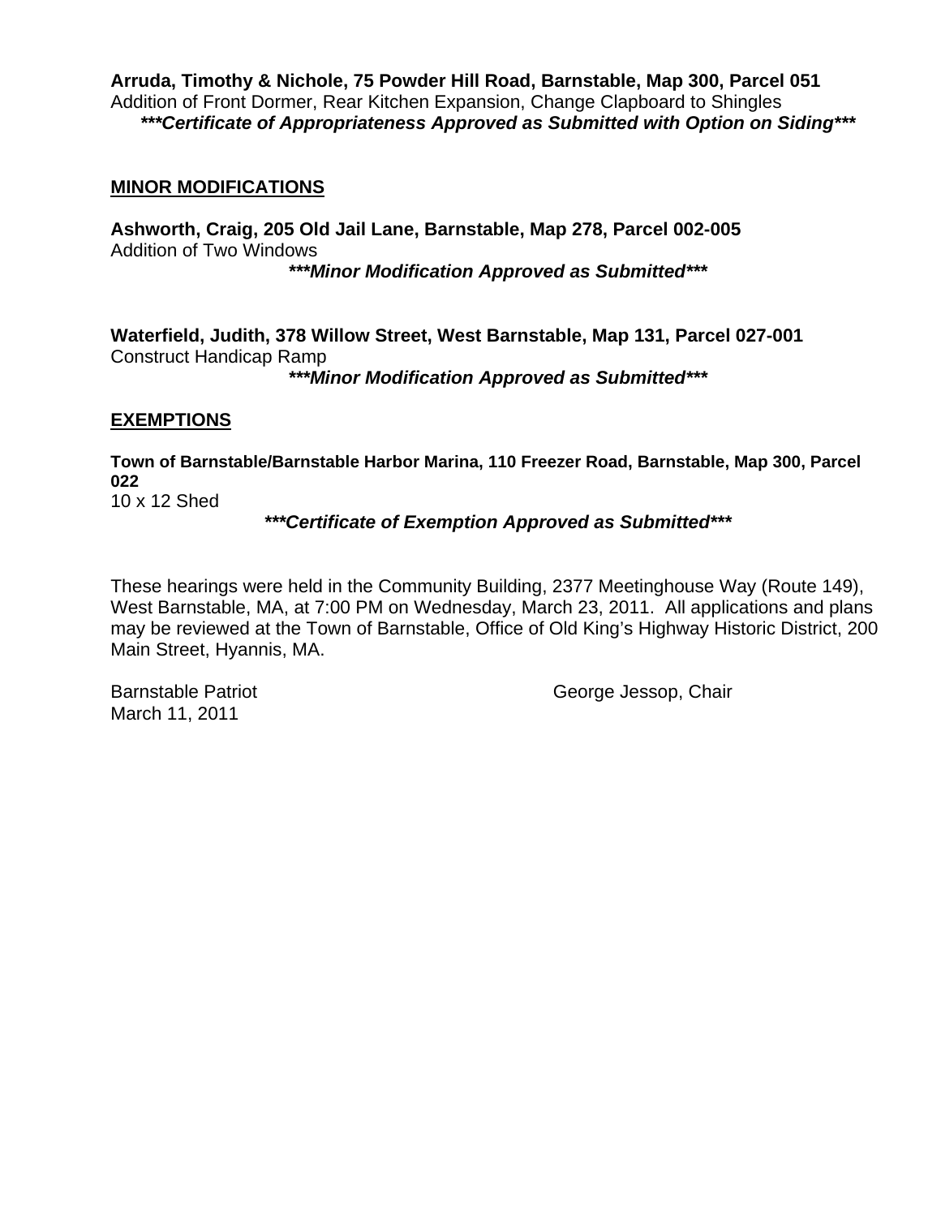**Arruda, Timothy & Nichole, 75 Powder Hill Road, Barnstable, Map 300, Parcel 051**
Addition of Front Dormer, Rear Kitchen Expansion, Change Clapboard to Shingles
***\*\*\*Certificate of Appropriateness Approved as Submitted with Option on Siding\*\*\****

**MINOR MODIFICATIONS**

**Ashworth, Craig, 205 Old Jail Lane, Barnstable, Map 278, Parcel 002-005**
Addition of Two Windows
***\*\*\*Minor Modification Approved as Submitted\*\*\****

**Waterfield, Judith, 378 Willow Street, West Barnstable, Map 131, Parcel 027-001**
Construct Handicap Ramp
***\*\*\*Minor Modification Approved as Submitted\*\*\****

**EXEMPTIONS**

**Town of Barnstable/Barnstable Harbor Marina, 110 Freezer Road, Barnstable, Map 300, Parcel 022**
10 x 12 Shed
***\*\*\*Certificate of Exemption Approved as Submitted\*\*\****

These hearings were held in the Community Building, 2377 Meetinghouse Way (Route 149), West Barnstable, MA, at 7:00 PM on Wednesday, March 23, 2011. All applications and plans may be reviewed at the Town of Barnstable, Office of Old King's Highway Historic District, 200 Main Street, Hyannis, MA.

Barnstable Patriot
March 11, 2011

George Jessop, Chair